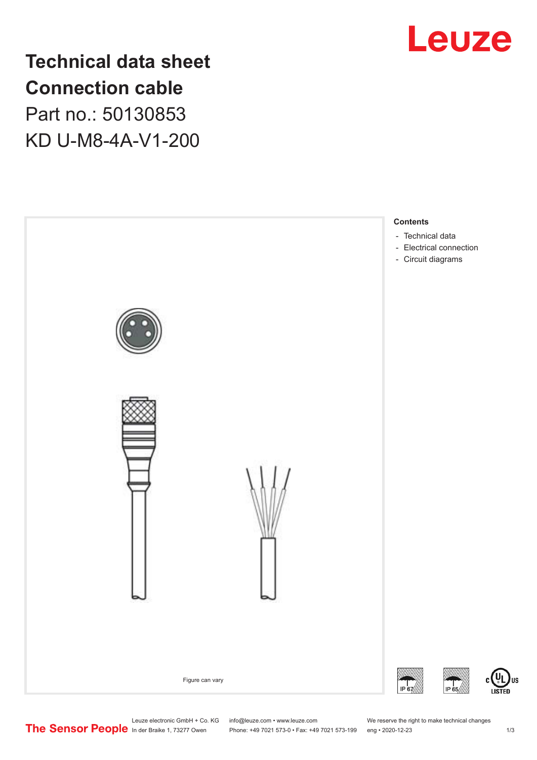# Technical data sheet
# Connection cable

Part no.: 50130853

KD U-M8-4A-V1-200

Figure can vary

**Contents**

- Technical data
- Electrical connection
- Circuit diagrams

Leuze electronic GmbH + Co. KG
In der Braike 1, 73277 Owen

info@leuze.com • www.leuze.com
Phone: +49 7021 573-0 • Fax: +49 7021 573-199

We reserve the right to make technical changes
eng • 2020-12-23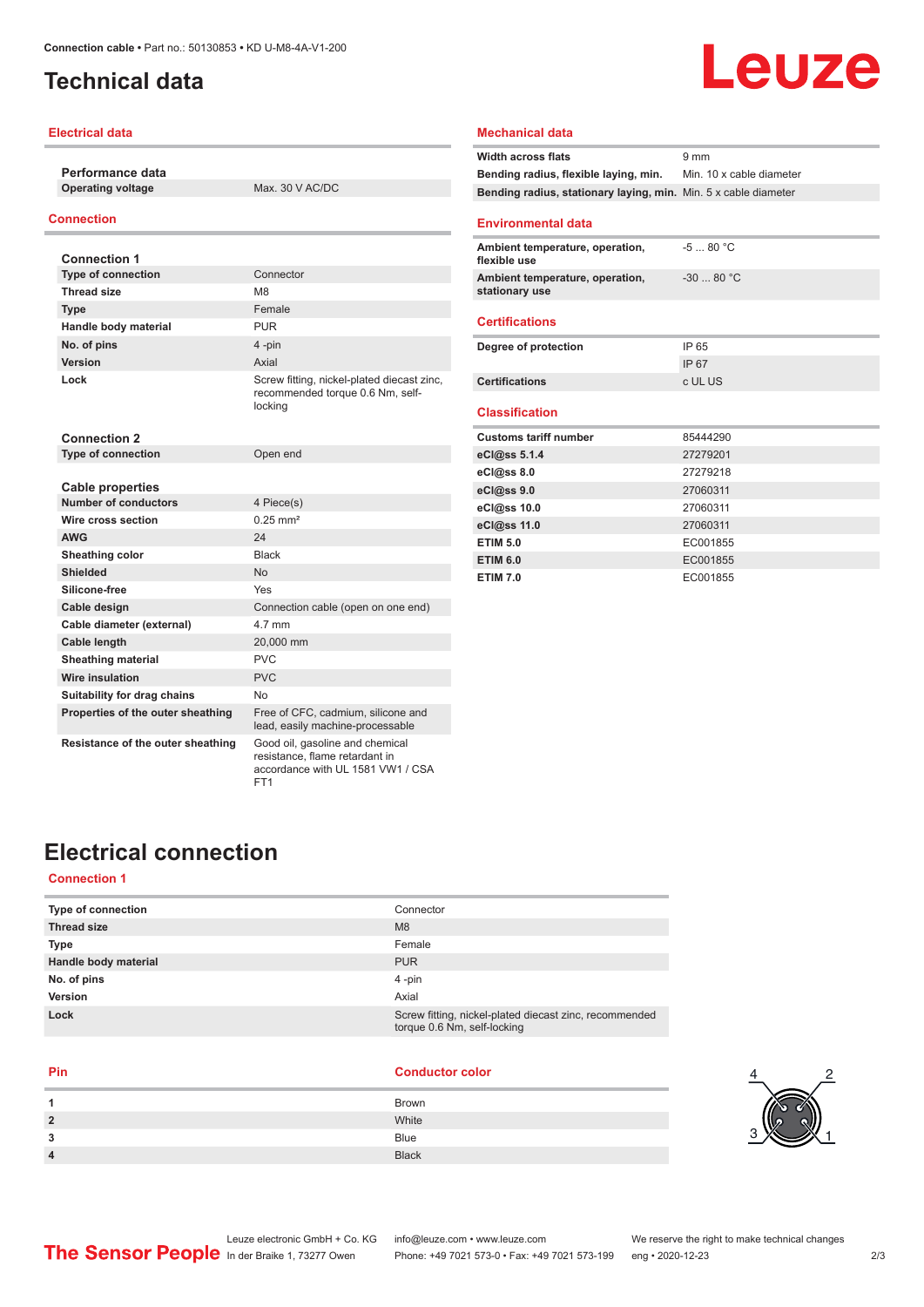# Technical data

## Electrical data

| Performance data | |
|---|---|
| Operating voltage | Max. 30 V AC/DC |

## Connection

| Connection 1 | |
|---|---|
| Type of connection | Connector |
| Thread size | M8 |
| Type | Female |
| Handle body material | PUR |
| No. of pins | 4 -pin |
| Version | Axial |
| Lock | Screw fitting, nickel-plated diecast zinc, recommended torque 0.6 Nm, self-locking |

| Connection 2 | |
|---|---|
| Type of connection | Open end |

| Cable properties | |
|---|---|
| Number of conductors | 4 Piece(s) |
| Wire cross section | 0.25 mm² |
| AWG | 24 |
| Sheathing color | Black |
| Shielded | No |
| Silicone-free | Yes |
| Cable design | Connection cable (open on one end) |
| Cable diameter (external) | 4.7 mm |
| Cable length | 20,000 mm |
| Sheathing material | PVC |
| Wire insulation | PVC |
| Suitability for drag chains | No |
| Properties of the outer sheathing | Free of CFC, cadmium, silicone and lead, easily machine-processable |
| Resistance of the outer sheathing | Good oil, gasoline and chemical resistance, flame retardant in accordance with UL 1581 VW1 / CSA FT1 |

## Mechanical data

| | |
|---|---|
| Width across flats | 9 mm |
| Bending radius, flexible laying, min. | Min. 10 x cable diameter |
| Bending radius, stationary laying, min. | Min. 5 x cable diameter |

## Environmental data

| | |
|---|---|
| Ambient temperature, operation, flexible use | -5 ... 80 °C |
| Ambient temperature, operation, stationary use | -30 ... 80 °C |

## Certifications

| | |
|---|---|
| Degree of protection | IP 65 |
| | IP 67 |
| Certifications | c UL US |

## Classification

| | |
|---|---|
| Customs tariff number | 85444290 |
| eCl@ss 5.1.4 | 27279201 |
| eCl@ss 8.0 | 27279218 |
| eCl@ss 9.0 | 27060311 |
| eCl@ss 10.0 | 27060311 |
| eCl@ss 11.0 | 27060311 |
| ETIM 5.0 | EC001855 |
| ETIM 6.0 | EC001855 |
| ETIM 7.0 | EC001855 |

# Electrical connection

## Connection 1

| | |
|---|---|
| Type of connection | Connector |
| Thread size | M8 |
| Type | Female |
| Handle body material | PUR |
| No. of pins | 4 -pin |
| Version | Axial |
| Lock | Screw fitting, nickel-plated diecast zinc, recommended torque 0.6 Nm, self-locking |

| Pin | Conductor color |
|---|---|
| 1 | Brown |
| 2 | White |
| 3 | Blue |
| 4 | Black |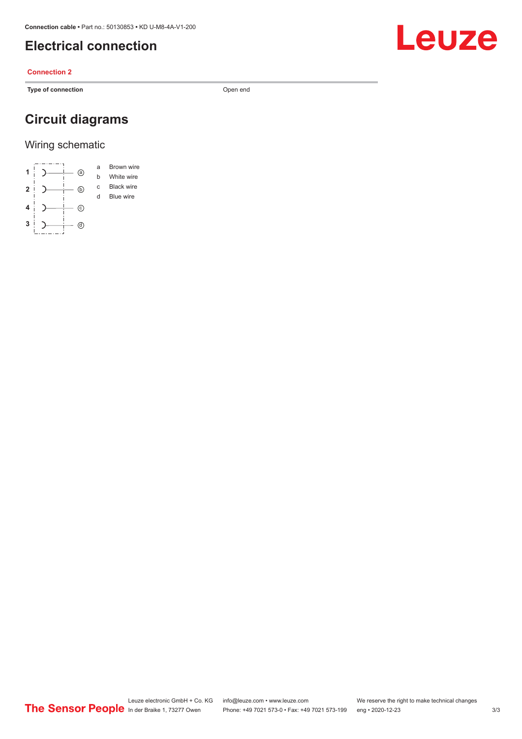# Electrical connection

**Connection 2**

| | |
|---|---|
| **Type of connection** | Open end |

# Circuit diagrams

## Wiring schematic

1
2
4
3

a
b
c
d

| | |
|---|---|
| a | Brown wire |
| b | White wire |
| c | Black wire |
| d | Blue wire |